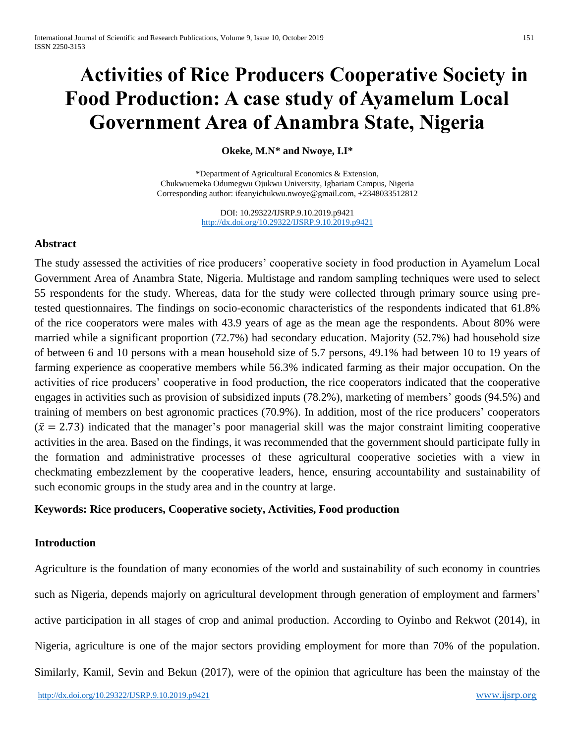# Activities of Rice Producers Cooperative Society in Food Production: A case study of Ayamelum Local Government Area of Anambra State, Nigeria

**Okeke, M.N\* and Nwoye, I.I\***

\*Department of Agricultural Economics & Extension,
Chukwuemeka Odumegwu Ojukwu University, Igbariam Campus, Nigeria
Corresponding author: ifeanyichukwu.nwoye@gmail.com, +2348033512812

DOI: 10.29322/IJSRP.9.10.2019.p9421
http://dx.doi.org/10.29322/IJSRP.9.10.2019.p9421

## Abstract

The study assessed the activities of rice producers' cooperative society in food production in Ayamelum Local Government Area of Anambra State, Nigeria. Multistage and random sampling techniques were used to select 55 respondents for the study. Whereas, data for the study were collected through primary source using pre-tested questionnaires. The findings on socio-economic characteristics of the respondents indicated that 61.8% of the rice cooperators were males with 43.9 years of age as the mean age the respondents. About 80% were married while a significant proportion (72.7%) had secondary education. Majority (52.7%) had household size of between 6 and 10 persons with a mean household size of 5.7 persons, 49.1% had between 10 to 19 years of farming experience as cooperative members while 56.3% indicated farming as their major occupation. On the activities of rice producers' cooperative in food production, the rice cooperators indicated that the cooperative engages in activities such as provision of subsidized inputs (78.2%), marketing of members' goods (94.5%) and training of members on best agronomic practices (70.9%). In addition, most of the rice producers' cooperators ($\bar{x} = 2.73$) indicated that the manager's poor managerial skill was the major constraint limiting cooperative activities in the area. Based on the findings, it was recommended that the government should participate fully in the formation and administrative processes of these agricultural cooperative societies with a view in checkmating embezzlement by the cooperative leaders, hence, ensuring accountability and sustainability of such economic groups in the study area and in the country at large.

**Keywords: Rice producers, Cooperative society, Activities, Food production**

## Introduction

Agriculture is the foundation of many economies of the world and sustainability of such economy in countries such as Nigeria, depends majorly on agricultural development through generation of employment and farmers' active participation in all stages of crop and animal production. According to Oyinbo and Rekwot (2014), in Nigeria, agriculture is one of the major sectors providing employment for more than 70% of the population. Similarly, Kamil, Sevin and Bekun (2017), were of the opinion that agriculture has been the mainstay of the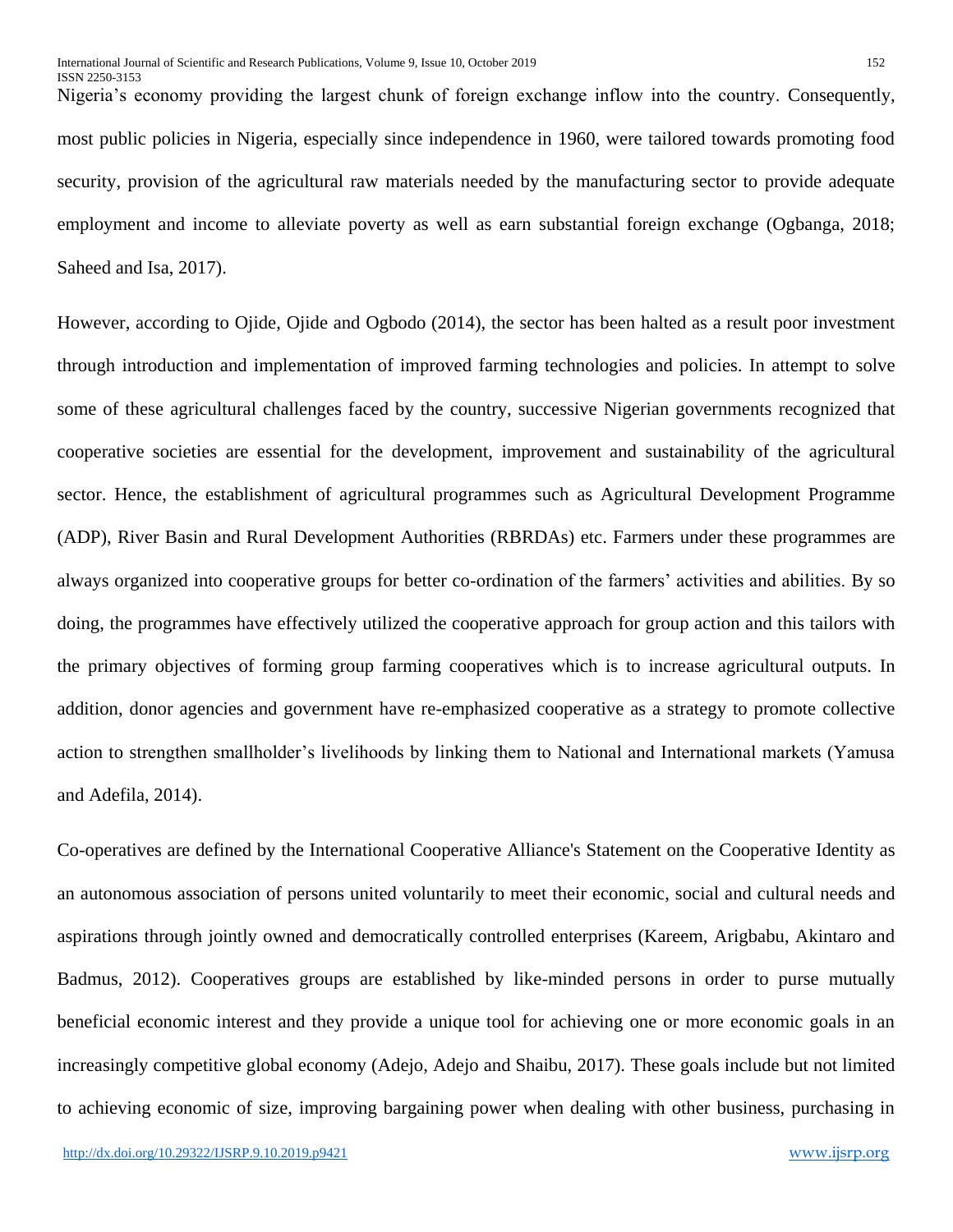Nigeria's economy providing the largest chunk of foreign exchange inflow into the country. Consequently, most public policies in Nigeria, especially since independence in 1960, were tailored towards promoting food security, provision of the agricultural raw materials needed by the manufacturing sector to provide adequate employment and income to alleviate poverty as well as earn substantial foreign exchange (Ogbanga, 2018; Saheed and Isa, 2017).

However, according to Ojide, Ojide and Ogbodo (2014), the sector has been halted as a result poor investment through introduction and implementation of improved farming technologies and policies. In attempt to solve some of these agricultural challenges faced by the country, successive Nigerian governments recognized that cooperative societies are essential for the development, improvement and sustainability of the agricultural sector. Hence, the establishment of agricultural programmes such as Agricultural Development Programme (ADP), River Basin and Rural Development Authorities (RBRDAs) etc. Farmers under these programmes are always organized into cooperative groups for better co-ordination of the farmers' activities and abilities. By so doing, the programmes have effectively utilized the cooperative approach for group action and this tailors with the primary objectives of forming group farming cooperatives which is to increase agricultural outputs. In addition, donor agencies and government have re-emphasized cooperative as a strategy to promote collective action to strengthen smallholder's livelihoods by linking them to National and International markets (Yamusa and Adefila, 2014).

Co-operatives are defined by the International Cooperative Alliance's Statement on the Cooperative Identity as an autonomous association of persons united voluntarily to meet their economic, social and cultural needs and aspirations through jointly owned and democratically controlled enterprises (Kareem, Arigbabu, Akintaro and Badmus, 2012). Cooperatives groups are established by like-minded persons in order to purse mutually beneficial economic interest and they provide a unique tool for achieving one or more economic goals in an increasingly competitive global economy (Adejo, Adejo and Shaibu, 2017). These goals include but not limited to achieving economic of size, improving bargaining power when dealing with other business, purchasing in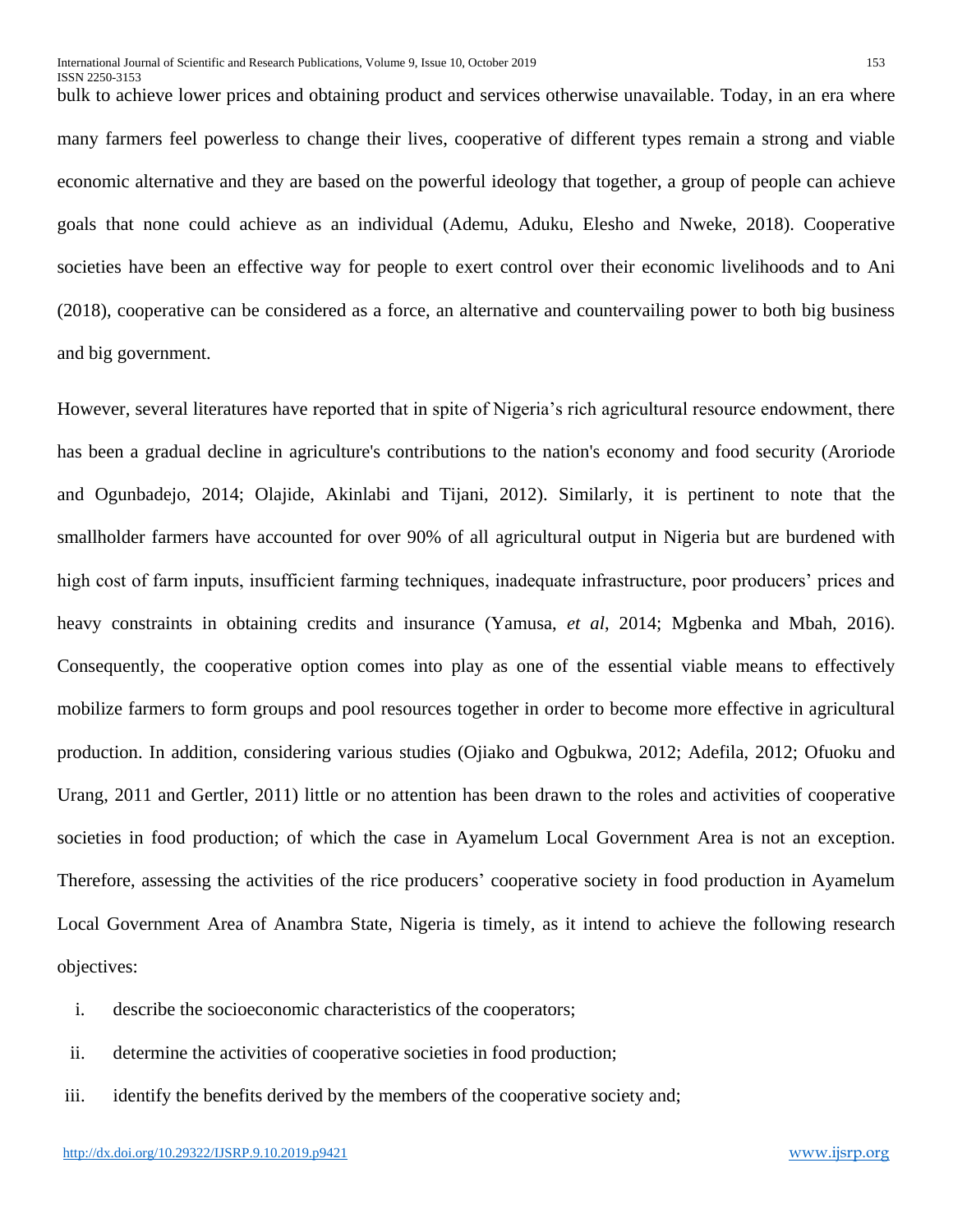bulk to achieve lower prices and obtaining product and services otherwise unavailable. Today, in an era where many farmers feel powerless to change their lives, cooperative of different types remain a strong and viable economic alternative and they are based on the powerful ideology that together, a group of people can achieve goals that none could achieve as an individual (Ademu, Aduku, Elesho and Nweke, 2018). Cooperative societies have been an effective way for people to exert control over their economic livelihoods and to Ani (2018), cooperative can be considered as a force, an alternative and countervailing power to both big business and big government.

However, several literatures have reported that in spite of Nigeria's rich agricultural resource endowment, there has been a gradual decline in agriculture's contributions to the nation's economy and food security (Aroriode and Ogunbadejo, 2014; Olajide, Akinlabi and Tijani, 2012). Similarly, it is pertinent to note that the smallholder farmers have accounted for over 90% of all agricultural output in Nigeria but are burdened with high cost of farm inputs, insufficient farming techniques, inadequate infrastructure, poor producers' prices and heavy constraints in obtaining credits and insurance (Yamusa, *et al*, 2014; Mgbenka and Mbah, 2016). Consequently, the cooperative option comes into play as one of the essential viable means to effectively mobilize farmers to form groups and pool resources together in order to become more effective in agricultural production. In addition, considering various studies (Ojiako and Ogbukwa, 2012; Adefila, 2012; Ofuoku and Urang, 2011 and Gertler, 2011) little or no attention has been drawn to the roles and activities of cooperative societies in food production; of which the case in Ayamelum Local Government Area is not an exception. Therefore, assessing the activities of the rice producers' cooperative society in food production in Ayamelum Local Government Area of Anambra State, Nigeria is timely, as it intend to achieve the following research objectives:

i. describe the socioeconomic characteristics of the cooperators;
ii. determine the activities of cooperative societies in food production;
iii. identify the benefits derived by the members of the cooperative society and;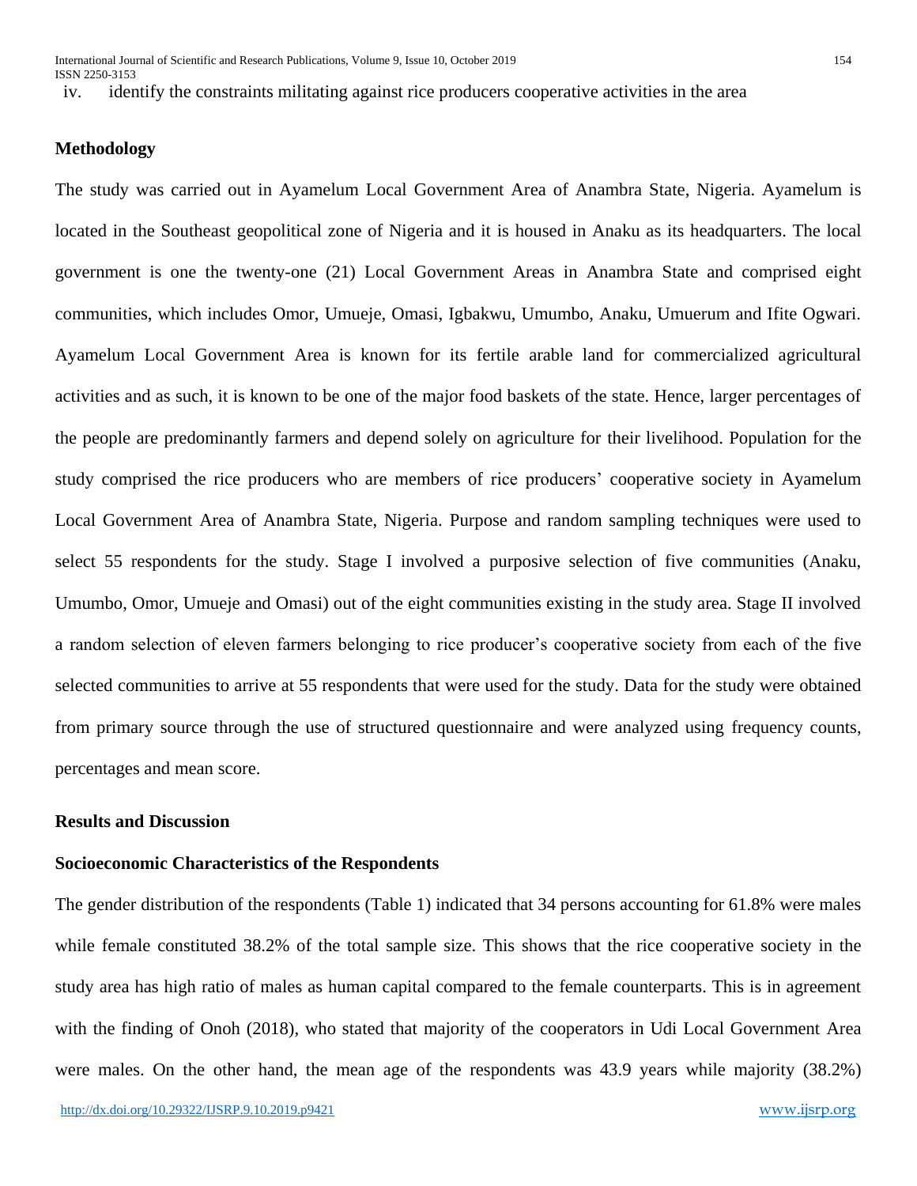iv. identify the constraints militating against rice producers cooperative activities in the area

## Methodology

The study was carried out in Ayamelum Local Government Area of Anambra State, Nigeria. Ayamelum is located in the Southeast geopolitical zone of Nigeria and it is housed in Anaku as its headquarters. The local government is one the twenty-one (21) Local Government Areas in Anambra State and comprised eight communities, which includes Omor, Umueje, Omasi, Igbakwu, Umumbo, Anaku, Umuerum and Ifite Ogwari. Ayamelum Local Government Area is known for its fertile arable land for commercialized agricultural activities and as such, it is known to be one of the major food baskets of the state. Hence, larger percentages of the people are predominantly farmers and depend solely on agriculture for their livelihood. Population for the study comprised the rice producers who are members of rice producers' cooperative society in Ayamelum Local Government Area of Anambra State, Nigeria. Purpose and random sampling techniques were used to select 55 respondents for the study. Stage I involved a purposive selection of five communities (Anaku, Umumbo, Omor, Umueje and Omasi) out of the eight communities existing in the study area. Stage II involved a random selection of eleven farmers belonging to rice producer's cooperative society from each of the five selected communities to arrive at 55 respondents that were used for the study. Data for the study were obtained from primary source through the use of structured questionnaire and were analyzed using frequency counts, percentages and mean score.

## Results and Discussion

### Socioeconomic Characteristics of the Respondents

The gender distribution of the respondents (Table 1) indicated that 34 persons accounting for 61.8% were males while female constituted 38.2% of the total sample size. This shows that the rice cooperative society in the study area has high ratio of males as human capital compared to the female counterparts. This is in agreement with the finding of Onoh (2018), who stated that majority of the cooperators in Udi Local Government Area were males. On the other hand, the mean age of the respondents was 43.9 years while majority (38.2%)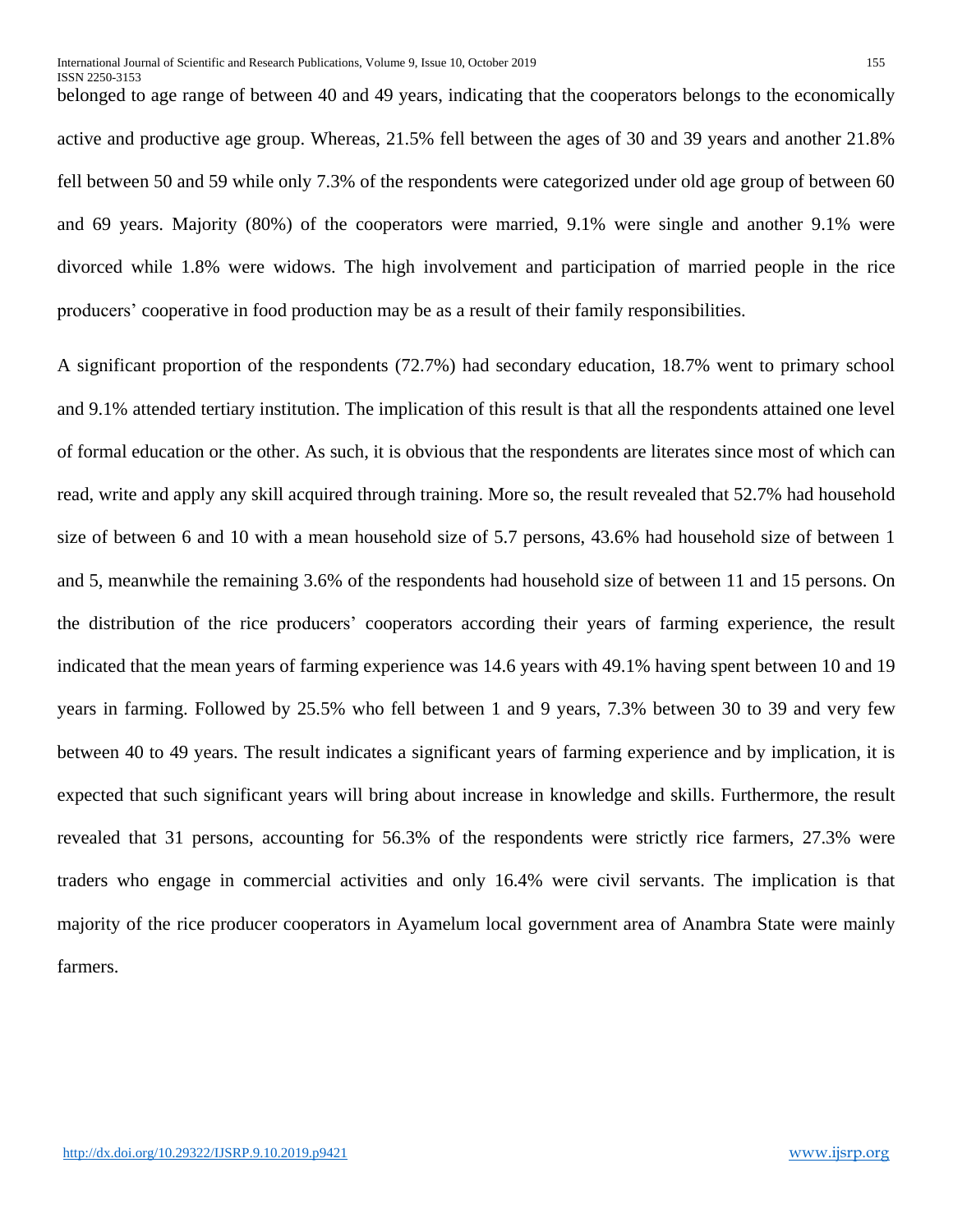belonged to age range of between 40 and 49 years, indicating that the cooperators belongs to the economically active and productive age group. Whereas, 21.5% fell between the ages of 30 and 39 years and another 21.8% fell between 50 and 59 while only 7.3% of the respondents were categorized under old age group of between 60 and 69 years. Majority (80%) of the cooperators were married, 9.1% were single and another 9.1% were divorced while 1.8% were widows. The high involvement and participation of married people in the rice producers' cooperative in food production may be as a result of their family responsibilities.

A significant proportion of the respondents (72.7%) had secondary education, 18.7% went to primary school and 9.1% attended tertiary institution. The implication of this result is that all the respondents attained one level of formal education or the other. As such, it is obvious that the respondents are literates since most of which can read, write and apply any skill acquired through training. More so, the result revealed that 52.7% had household size of between 6 and 10 with a mean household size of 5.7 persons, 43.6% had household size of between 1 and 5, meanwhile the remaining 3.6% of the respondents had household size of between 11 and 15 persons. On the distribution of the rice producers' cooperators according their years of farming experience, the result indicated that the mean years of farming experience was 14.6 years with 49.1% having spent between 10 and 19 years in farming. Followed by 25.5% who fell between 1 and 9 years, 7.3% between 30 to 39 and very few between 40 to 49 years. The result indicates a significant years of farming experience and by implication, it is expected that such significant years will bring about increase in knowledge and skills. Furthermore, the result revealed that 31 persons, accounting for 56.3% of the respondents were strictly rice farmers, 27.3% were traders who engage in commercial activities and only 16.4% were civil servants. The implication is that majority of the rice producer cooperators in Ayamelum local government area of Anambra State were mainly farmers.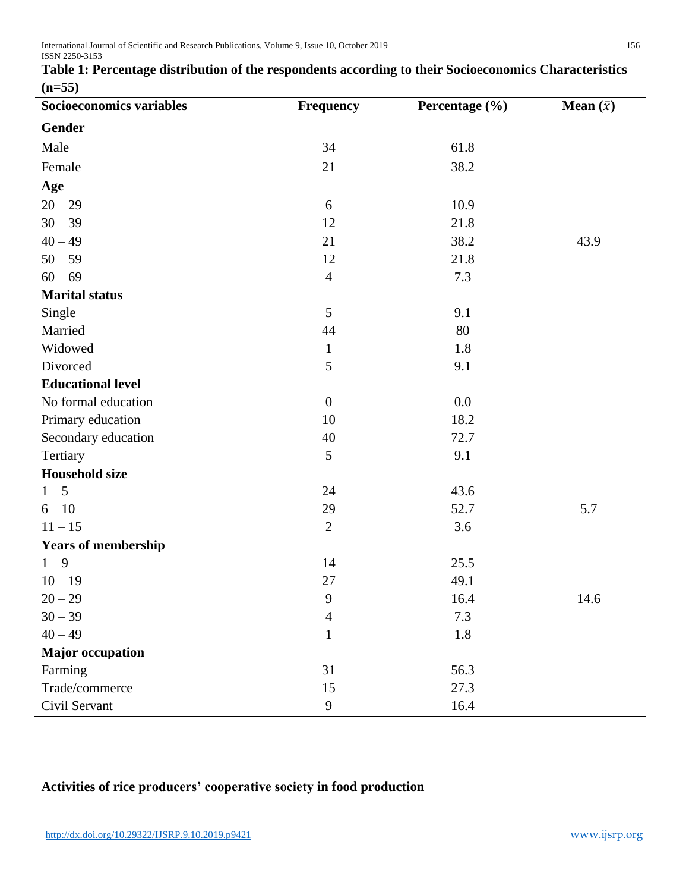**Table 1: Percentage distribution of the respondents according to their Socioeconomics Characteristics (n=55)**

| Socioeconomics variables | Frequency | Percentage (%) | Mean ($\bar{x}$) |
|---|---|---|---|
| **Gender** | | | |
| Male | 34 | 61.8 | |
| Female | 21 | 38.2 | |
| **Age** | | | |
| 20 – 29 | 6 | 10.9 | |
| 30 – 39 | 12 | 21.8 | |
| 40 – 49 | 21 | 38.2 | 43.9 |
| 50 – 59 | 12 | 21.8 | |
| 60 – 69 | 4 | 7.3 | |
| **Marital status** | | | |
| Single | 5 | 9.1 | |
| Married | 44 | 80 | |
| Widowed | 1 | 1.8 | |
| Divorced | 5 | 9.1 | |
| **Educational level** | | | |
| No formal education | 0 | 0.0 | |
| Primary education | 10 | 18.2 | |
| Secondary education | 40 | 72.7 | |
| Tertiary | 5 | 9.1 | |
| **Household size** | | | |
| 1 – 5 | 24 | 43.6 | |
| 6 – 10 | 29 | 52.7 | 5.7 |
| 11 – 15 | 2 | 3.6 | |
| **Years of membership** | | | |
| 1 – 9 | 14 | 25.5 | |
| 10 – 19 | 27 | 49.1 | |
| 20 – 29 | 9 | 16.4 | 14.6 |
| 30 – 39 | 4 | 7.3 | |
| 40 – 49 | 1 | 1.8 | |
| **Major occupation** | | | |
| Farming | 31 | 56.3 | |
| Trade/commerce | 15 | 27.3 | |
| Civil Servant | 9 | 16.4 | |

**Activities of rice producers' cooperative society in food production**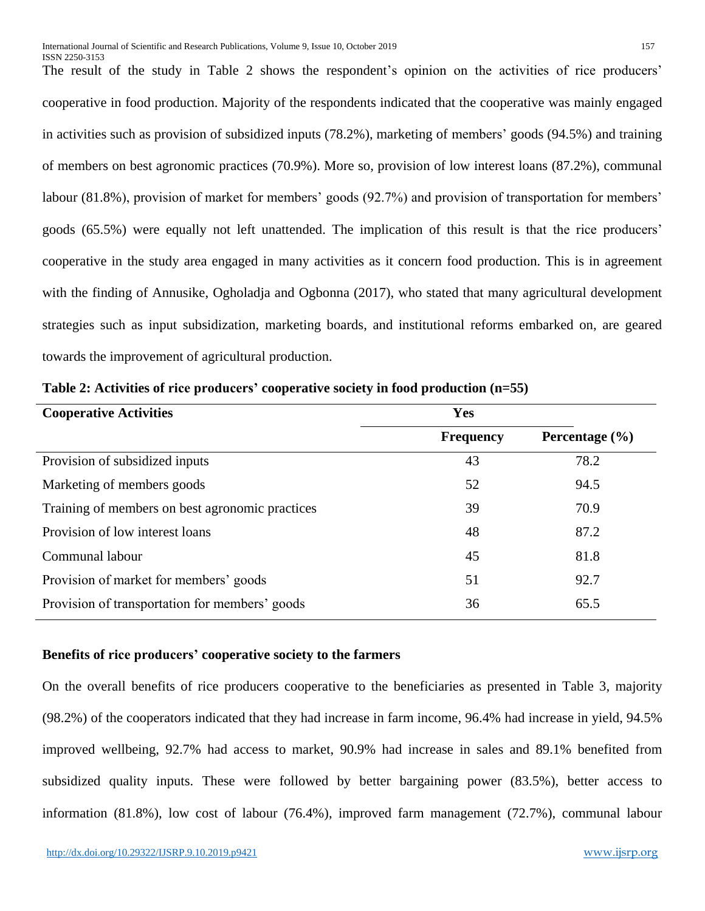The result of the study in Table 2 shows the respondent's opinion on the activities of rice producers' cooperative in food production. Majority of the respondents indicated that the cooperative was mainly engaged in activities such as provision of subsidized inputs (78.2%), marketing of members' goods (94.5%) and training of members on best agronomic practices (70.9%). More so, provision of low interest loans (87.2%), communal labour (81.8%), provision of market for members' goods (92.7%) and provision of transportation for members' goods (65.5%) were equally not left unattended. The implication of this result is that the rice producers' cooperative in the study area engaged in many activities as it concern food production. This is in agreement with the finding of Annusike, Ogholadja and Ogbonna (2017), who stated that many agricultural development strategies such as input subsidization, marketing boards, and institutional reforms embarked on, are geared towards the improvement of agricultural production.

**Table 2: Activities of rice producers' cooperative society in food production (n=55)**

| Cooperative Activities | Yes | |
|---|---|---|
| | Frequency | Percentage (%) |
| Provision of subsidized inputs | 43 | 78.2 |
| Marketing of members goods | 52 | 94.5 |
| Training of members on best agronomic practices | 39 | 70.9 |
| Provision of low interest loans | 48 | 87.2 |
| Communal labour | 45 | 81.8 |
| Provision of market for members' goods | 51 | 92.7 |
| Provision of transportation for members' goods | 36 | 65.5 |

**Benefits of rice producers' cooperative society to the farmers**

On the overall benefits of rice producers cooperative to the beneficiaries as presented in Table 3, majority (98.2%) of the cooperators indicated that they had increase in farm income, 96.4% had increase in yield, 94.5% improved wellbeing, 92.7% had access to market, 90.9% had increase in sales and 89.1% benefited from subsidized quality inputs. These were followed by better bargaining power (83.5%), better access to information (81.8%), low cost of labour (76.4%), improved farm management (72.7%), communal labour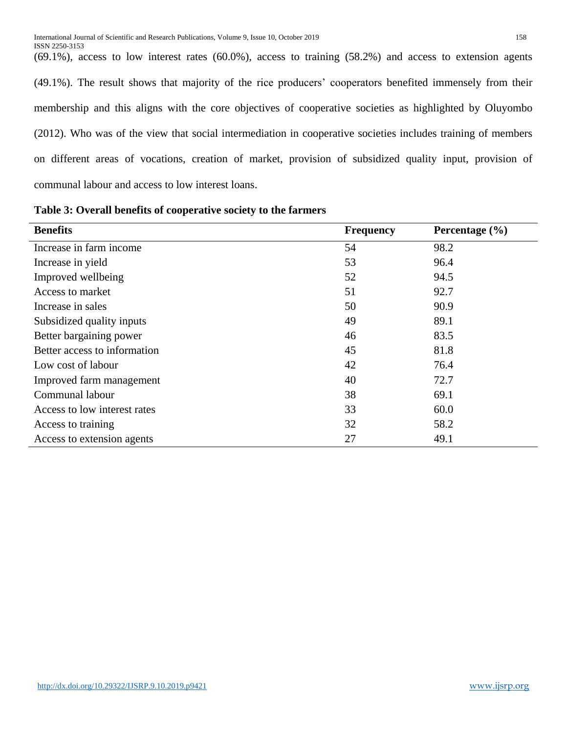(69.1%), access to low interest rates (60.0%), access to training (58.2%) and access to extension agents (49.1%). The result shows that majority of the rice producers' cooperators benefited immensely from their membership and this aligns with the core objectives of cooperative societies as highlighted by Oluyombo (2012). Who was of the view that social intermediation in cooperative societies includes training of members on different areas of vocations, creation of market, provision of subsidized quality input, provision of communal labour and access to low interest loans.

**Table 3: Overall benefits of cooperative society to the farmers**

| Benefits | Frequency | Percentage (%) |
|---|---|---|
| Increase in farm income | 54 | 98.2 |
| Increase in yield | 53 | 96.4 |
| Improved wellbeing | 52 | 94.5 |
| Access to market | 51 | 92.7 |
| Increase in sales | 50 | 90.9 |
| Subsidized quality inputs | 49 | 89.1 |
| Better bargaining power | 46 | 83.5 |
| Better access to information | 45 | 81.8 |
| Low cost of labour | 42 | 76.4 |
| Improved farm management | 40 | 72.7 |
| Communal labour | 38 | 69.1 |
| Access to low interest rates | 33 | 60.0 |
| Access to training | 32 | 58.2 |
| Access to extension agents | 27 | 49.1 |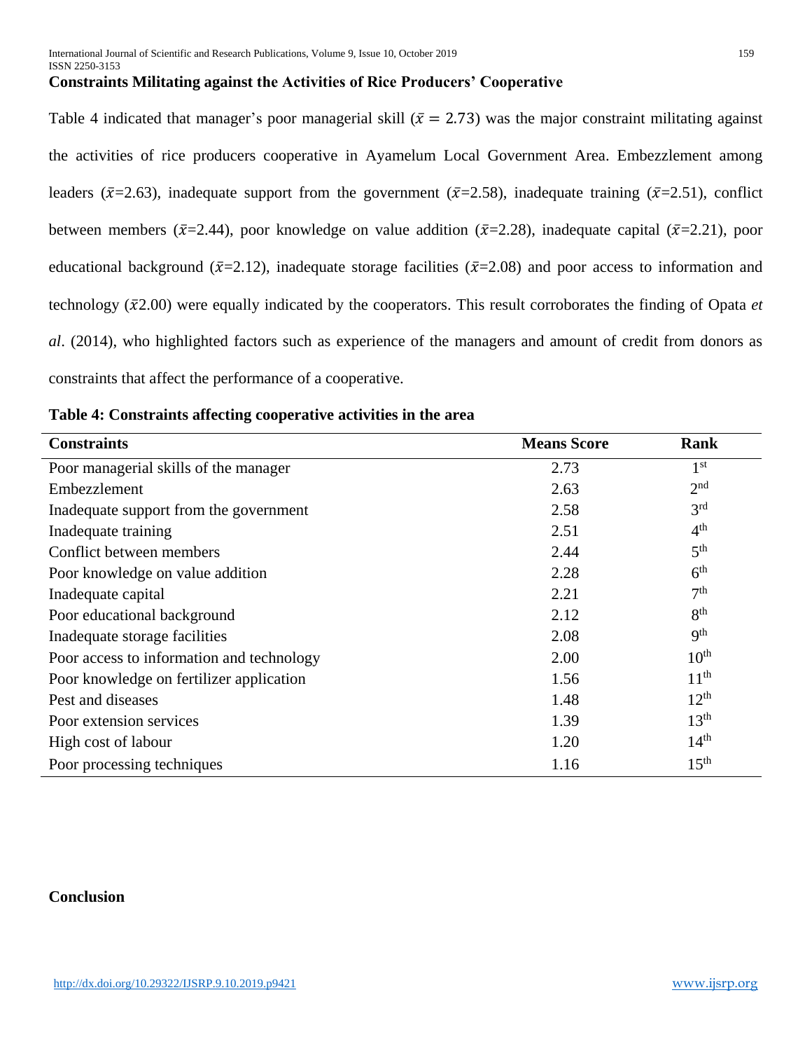**Constraints Militating against the Activities of Rice Producers' Cooperative**

Table 4 indicated that manager's poor managerial skill ($\bar{x} = 2.73$) was the major constraint militating against the activities of rice producers cooperative in Ayamelum Local Government Area. Embezzlement among leaders ($\bar{x}$=2.63), inadequate support from the government ($\bar{x}$=2.58), inadequate training ($\bar{x}$=2.51), conflict between members ($\bar{x}$=2.44), poor knowledge on value addition ($\bar{x}$=2.28), inadequate capital ($\bar{x}$=2.21), poor educational background ($\bar{x}$=2.12), inadequate storage facilities ($\bar{x}$=2.08) and poor access to information and technology ($\bar{x}$2.00) were equally indicated by the cooperators. This result corroborates the finding of Opata *et al*. (2014), who highlighted factors such as experience of the managers and amount of credit from donors as constraints that affect the performance of a cooperative.

**Table 4: Constraints affecting cooperative activities in the area**

| Constraints | Means Score | Rank |
|---|---|---|
| Poor managerial skills of the manager | 2.73 | 1st |
| Embezzlement | 2.63 | 2nd |
| Inadequate support from the government | 2.58 | 3rd |
| Inadequate training | 2.51 | 4th |
| Conflict between members | 2.44 | 5th |
| Poor knowledge on value addition | 2.28 | 6th |
| Inadequate capital | 2.21 | 7th |
| Poor educational background | 2.12 | 8th |
| Inadequate storage facilities | 2.08 | 9th |
| Poor access to information and technology | 2.00 | 10th |
| Poor knowledge on fertilizer application | 1.56 | 11th |
| Pest and diseases | 1.48 | 12th |
| Poor extension services | 1.39 | 13th |
| High cost of labour | 1.20 | 14th |
| Poor processing techniques | 1.16 | 15th |

**Conclusion**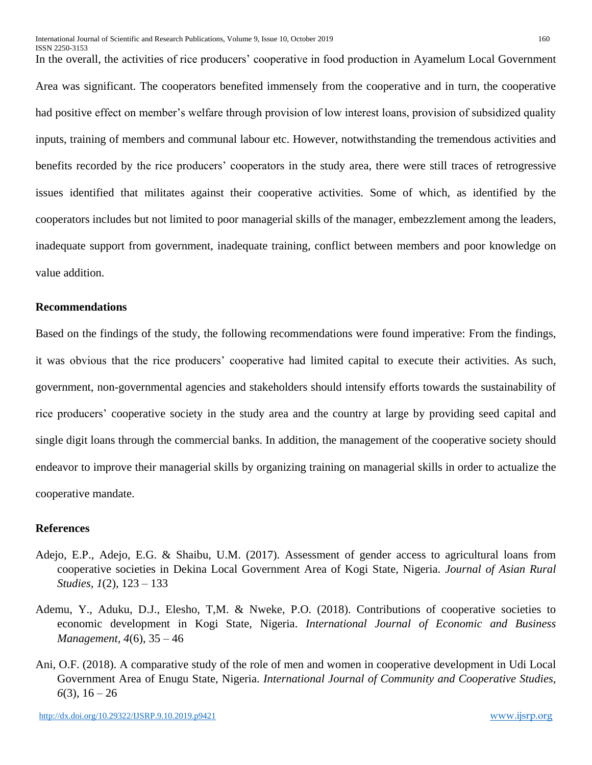In the overall, the activities of rice producers' cooperative in food production in Ayamelum Local Government Area was significant. The cooperators benefited immensely from the cooperative and in turn, the cooperative had positive effect on member's welfare through provision of low interest loans, provision of subsidized quality inputs, training of members and communal labour etc. However, notwithstanding the tremendous activities and benefits recorded by the rice producers' cooperators in the study area, there were still traces of retrogressive issues identified that militates against their cooperative activities. Some of which, as identified by the cooperators includes but not limited to poor managerial skills of the manager, embezzlement among the leaders, inadequate support from government, inadequate training, conflict between members and poor knowledge on value addition.

## Recommendations

Based on the findings of the study, the following recommendations were found imperative: From the findings, it was obvious that the rice producers' cooperative had limited capital to execute their activities. As such, government, non-governmental agencies and stakeholders should intensify efforts towards the sustainability of rice producers' cooperative society in the study area and the country at large by providing seed capital and single digit loans through the commercial banks. In addition, the management of the cooperative society should endeavor to improve their managerial skills by organizing training on managerial skills in order to actualize the cooperative mandate.

## References

Adejo, E.P., Adejo, E.G. & Shaibu, U.M. (2017). Assessment of gender access to agricultural loans from cooperative societies in Dekina Local Government Area of Kogi State, Nigeria. *Journal of Asian Rural Studies, 1*(2), 123 – 133

Ademu, Y., Aduku, D.J., Elesho, T,M. & Nweke, P.O. (2018). Contributions of cooperative societies to economic development in Kogi State, Nigeria. *International Journal of Economic and Business Management, 4*(6), 35 – 46

Ani, O.F. (2018). A comparative study of the role of men and women in cooperative development in Udi Local Government Area of Enugu State, Nigeria. *International Journal of Community and Cooperative Studies, 6*(3), 16 – 26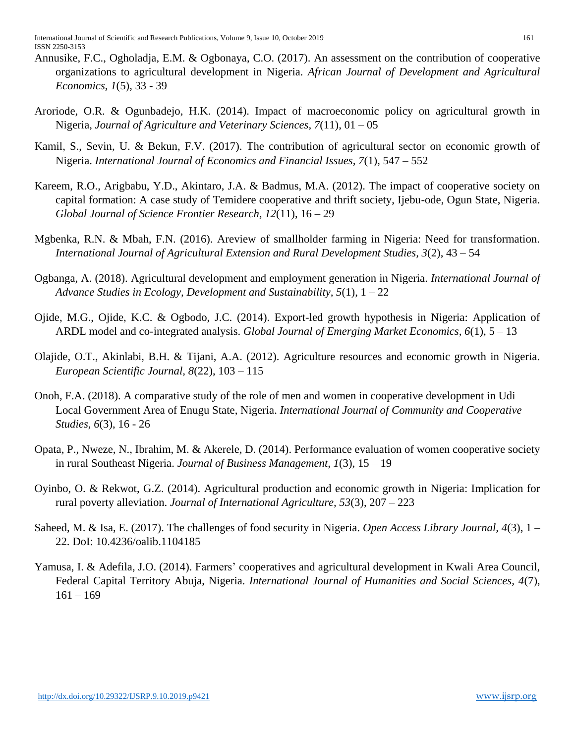Annusike, F.C., Ogholadja, E.M. & Ogbonaya, C.O. (2017). An assessment on the contribution of cooperative organizations to agricultural development in Nigeria. *African Journal of Development and Agricultural Economics*, *1*(5), 33 - 39

Aroriode, O.R. & Ogunbadejo, H.K. (2014). Impact of macroeconomic policy on agricultural growth in Nigeria, *Journal of Agriculture and Veterinary Sciences, 7*(11), 01 – 05

Kamil, S., Sevin, U. & Bekun, F.V. (2017). The contribution of agricultural sector on economic growth of Nigeria. *International Journal of Economics and Financial Issues*, *7*(1), 547 – 552

Kareem, R.O., Arigbabu, Y.D., Akintaro, J.A. & Badmus, M.A. (2012). The impact of cooperative society on capital formation: A case study of Temidere cooperative and thrift society, Ijebu-ode, Ogun State, Nigeria. *Global Journal of Science Frontier Research, 12*(11), 16 – 29

Mgbenka, R.N. & Mbah, F.N. (2016). Areview of smallholder farming in Nigeria: Need for transformation. *International Journal of Agricultural Extension and Rural Development Studies*, *3*(2), 43 – 54

Ogbanga, A. (2018). Agricultural development and employment generation in Nigeria. *International Journal of Advance Studies in Ecology, Development and Sustainability, 5*(1), 1 – 22

Ojide, M.G., Ojide, K.C. & Ogbodo, J.C. (2014). Export-led growth hypothesis in Nigeria: Application of ARDL model and co-integrated analysis. *Global Journal of Emerging Market Economics, 6*(1), 5 – 13

Olajide, O.T., Akinlabi, B.H. & Tijani, A.A. (2012). Agriculture resources and economic growth in Nigeria. *European Scientific Journal, 8*(22), 103 – 115

Onoh, F.A. (2018). A comparative study of the role of men and women in cooperative development in Udi Local Government Area of Enugu State, Nigeria. *International Journal of Community and Cooperative Studies, 6*(3), 16 - 26

Opata, P., Nweze, N., Ibrahim, M. & Akerele, D. (2014). Performance evaluation of women cooperative society in rural Southeast Nigeria. *Journal of Business Management, 1*(3), 15 – 19

Oyinbo, O. & Rekwot, G.Z. (2014). Agricultural production and economic growth in Nigeria: Implication for rural poverty alleviation. *Journal of International Agriculture, 53*(3), 207 – 223

Saheed, M. & Isa, E. (2017). The challenges of food security in Nigeria. *Open Access Library Journal, 4*(3), 1 – 22. DoI: 10.4236/oalib.1104185

Yamusa, I. & Adefila, J.O. (2014). Farmers' cooperatives and agricultural development in Kwali Area Council, Federal Capital Territory Abuja, Nigeria. *International Journal of Humanities and Social Sciences, 4*(7), 161 – 169